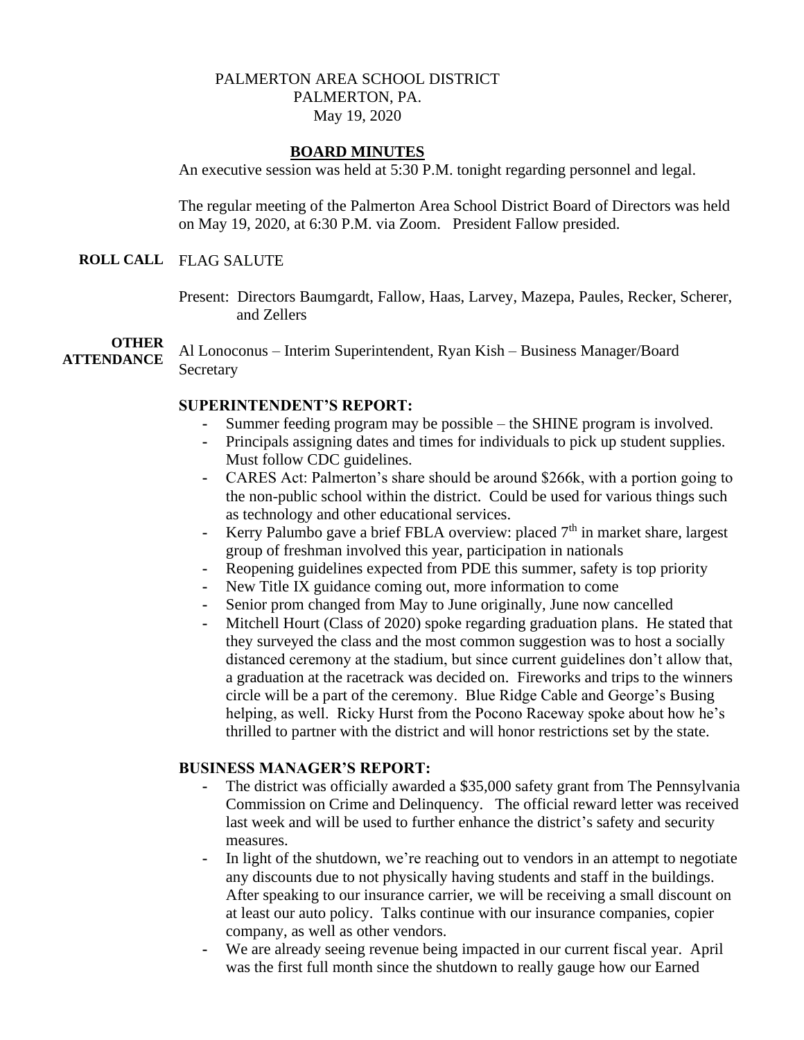PALMERTON AREA SCHOOL DISTRICT
PALMERTON, PA.
May 19, 2020

# BOARD MINUTES

An executive session was held at 5:30 P.M. tonight regarding personnel and legal.

The regular meeting of the Palmerton Area School District Board of Directors was held on May 19, 2020, at 6:30 P.M. via Zoom. President Fallow presided.

**ROLL CALL** FLAG SALUTE

Present: Directors Baumgardt, Fallow, Haas, Larvey, Mazepa, Paules, Recker, Scherer, and Zellers

**OTHER ATTENDANCE** Al Lonoconus – Interim Superintendent, Ryan Kish – Business Manager/Board Secretary

## SUPERINTENDENT'S REPORT:

- Summer feeding program may be possible – the SHINE program is involved.
- Principals assigning dates and times for individuals to pick up student supplies. Must follow CDC guidelines.
- CARES Act: Palmerton's share should be around $266k, with a portion going to the non-public school within the district. Could be used for various things such as technology and other educational services.
- Kerry Palumbo gave a brief FBLA overview: placed 7th in market share, largest group of freshman involved this year, participation in nationals
- Reopening guidelines expected from PDE this summer, safety is top priority
- New Title IX guidance coming out, more information to come
- Senior prom changed from May to June originally, June now cancelled
- Mitchell Hourt (Class of 2020) spoke regarding graduation plans. He stated that they surveyed the class and the most common suggestion was to host a socially distanced ceremony at the stadium, but since current guidelines don't allow that, a graduation at the racetrack was decided on. Fireworks and trips to the winners circle will be a part of the ceremony. Blue Ridge Cable and George's Busing helping, as well. Ricky Hurst from the Pocono Raceway spoke about how he's thrilled to partner with the district and will honor restrictions set by the state.

## BUSINESS MANAGER'S REPORT:

- The district was officially awarded a $35,000 safety grant from The Pennsylvania Commission on Crime and Delinquency. The official reward letter was received last week and will be used to further enhance the district's safety and security measures.
- In light of the shutdown, we're reaching out to vendors in an attempt to negotiate any discounts due to not physically having students and staff in the buildings. After speaking to our insurance carrier, we will be receiving a small discount on at least our auto policy. Talks continue with our insurance companies, copier company, as well as other vendors.
- We are already seeing revenue being impacted in our current fiscal year. April was the first full month since the shutdown to really gauge how our Earned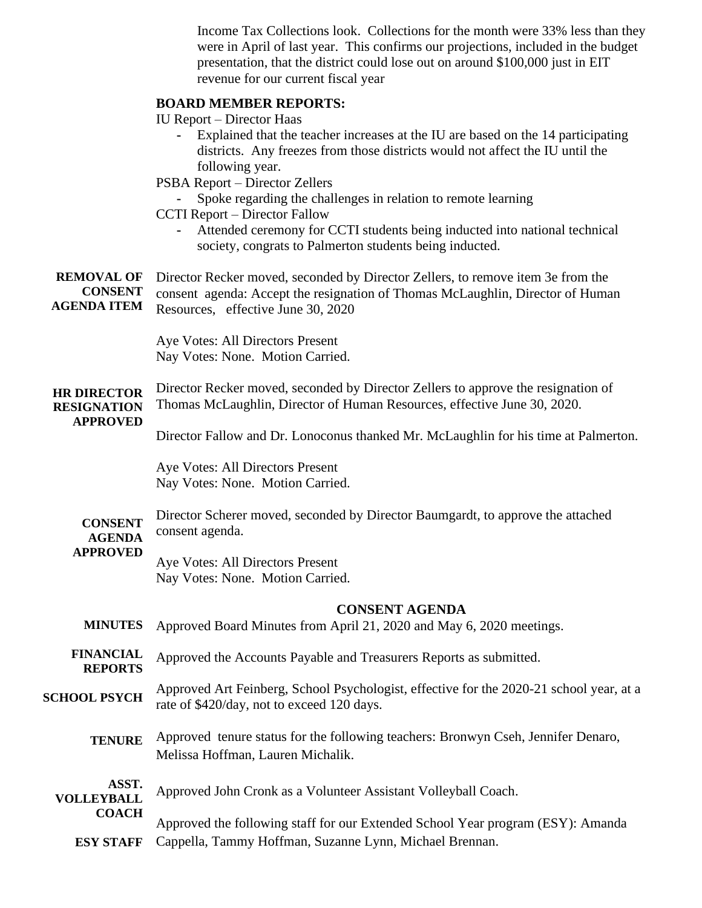Income Tax Collections look. Collections for the month were 33% less than they were in April of last year. This confirms our projections, included in the budget presentation, that the district could lose out on around $100,000 just in EIT revenue for our current fiscal year

**BOARD MEMBER REPORTS:**

IU Report – Director Haas

- Explained that the teacher increases at the IU are based on the 14 participating districts. Any freezes from those districts would not affect the IU until the following year.

PSBA Report – Director Zellers

- Spoke regarding the challenges in relation to remote learning

CCTI Report – Director Fallow

- Attended ceremony for CCTI students being inducted into national technical society, congrats to Palmerton students being inducted.

**REMOVAL OF CONSENT AGENDA ITEM**

Director Recker moved, seconded by Director Zellers, to remove item 3e from the consent agenda: Accept the resignation of Thomas McLaughlin, Director of Human Resources, effective June 30, 2020

Aye Votes: All Directors Present
Nay Votes: None. Motion Carried.

**HR DIRECTOR RESIGNATION APPROVED**

Director Recker moved, seconded by Director Zellers to approve the resignation of Thomas McLaughlin, Director of Human Resources, effective June 30, 2020.

Director Fallow and Dr. Lonoconus thanked Mr. McLaughlin for his time at Palmerton.

Aye Votes: All Directors Present
Nay Votes: None. Motion Carried.

**CONSENT AGENDA APPROVED**

Director Scherer moved, seconded by Director Baumgardt, to approve the attached consent agenda.

Aye Votes: All Directors Present
Nay Votes: None. Motion Carried.

## CONSENT AGENDA

**MINUTES** Approved Board Minutes from April 21, 2020 and May 6, 2020 meetings.

**FINANCIAL REPORTS** Approved the Accounts Payable and Treasurers Reports as submitted.

**SCHOOL PSYCH** Approved Art Feinberg, School Psychologist, effective for the 2020-21 school year, at a rate of $420/day, not to exceed 120 days.

**TENURE** Approved tenure status for the following teachers: Bronwyn Cseh, Jennifer Denaro, Melissa Hoffman, Lauren Michalik.

**ASST. VOLLEYBALL COACH** Approved John Cronk as a Volunteer Assistant Volleyball Coach.

**ESY STAFF** Approved the following staff for our Extended School Year program (ESY): Amanda Cappella, Tammy Hoffman, Suzanne Lynn, Michael Brennan.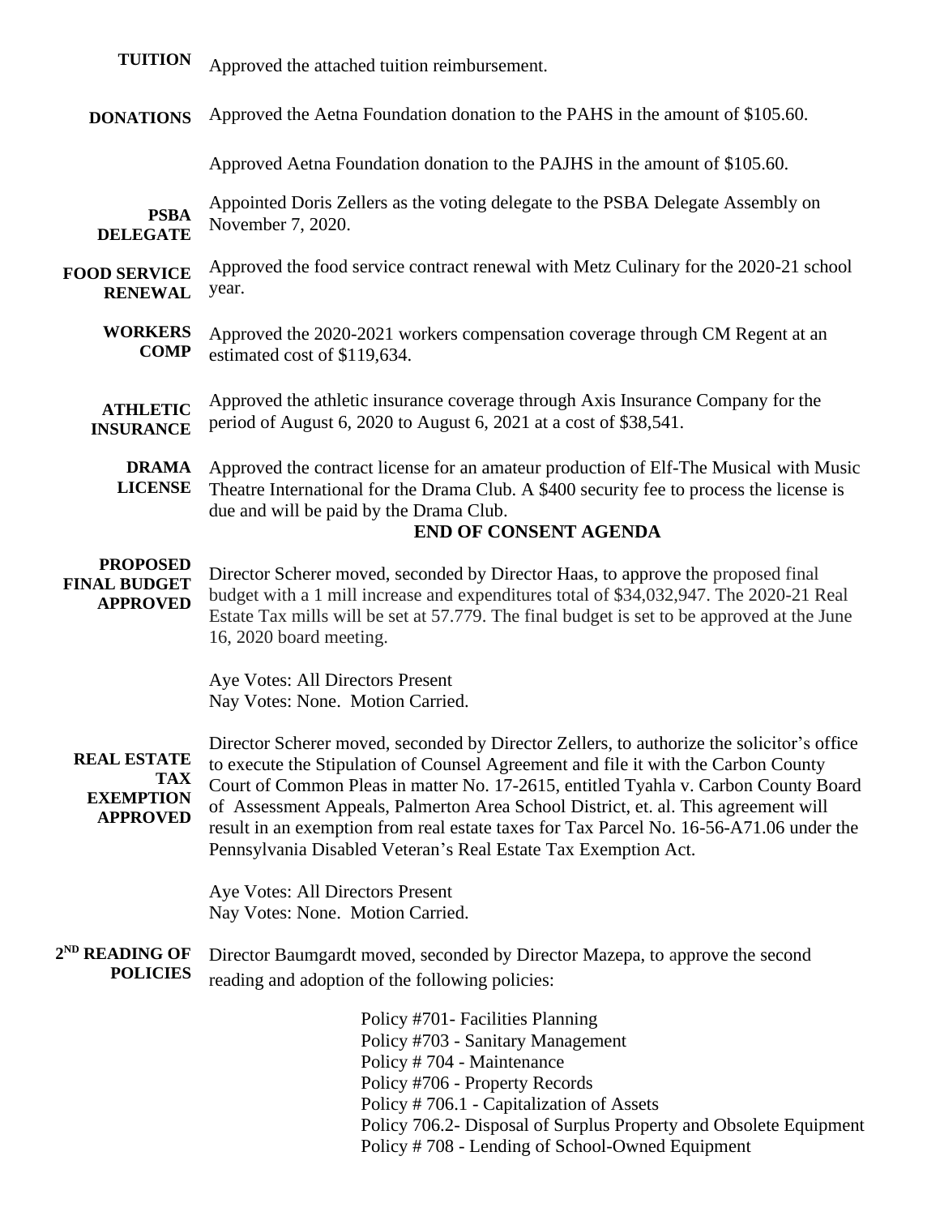**TUITION** Approved the attached tuition reimbursement.

**DONATIONS** Approved the Aetna Foundation donation to the PAHS in the amount of $105.60.

Approved Aetna Foundation donation to the PAJHS in the amount of $105.60.

**PSBA DELEGATE** Appointed Doris Zellers as the voting delegate to the PSBA Delegate Assembly on November 7, 2020.

**FOOD SERVICE RENEWAL** Approved the food service contract renewal with Metz Culinary for the 2020-21 school year.

**WORKERS COMP** Approved the 2020-2021 workers compensation coverage through CM Regent at an estimated cost of $119,634.

**ATHLETIC INSURANCE** Approved the athletic insurance coverage through Axis Insurance Company for the period of August 6, 2020 to August 6, 2021 at a cost of $38,541.

**DRAMA LICENSE** Approved the contract license for an amateur production of Elf-The Musical with Music Theatre International for the Drama Club. A $400 security fee to process the license is due and will be paid by the Drama Club.

**END OF CONSENT AGENDA**

**PROPOSED FINAL BUDGET APPROVED** Director Scherer moved, seconded by Director Haas, to approve the proposed final budget with a 1 mill increase and expenditures total of $34,032,947. The 2020-21 Real Estate Tax mills will be set at 57.779. The final budget is set to be approved at the June 16, 2020 board meeting.

Aye Votes: All Directors Present
Nay Votes: None. Motion Carried.

**REAL ESTATE TAX EXEMPTION APPROVED** Director Scherer moved, seconded by Director Zellers, to authorize the solicitor's office to execute the Stipulation of Counsel Agreement and file it with the Carbon County Court of Common Pleas in matter No. 17-2615, entitled Tyahla v. Carbon County Board of Assessment Appeals, Palmerton Area School District, et. al. This agreement will result in an exemption from real estate taxes for Tax Parcel No. 16-56-A71.06 under the Pennsylvania Disabled Veteran's Real Estate Tax Exemption Act.

Aye Votes: All Directors Present
Nay Votes: None. Motion Carried.

**2ND READING OF POLICIES** Director Baumgardt moved, seconded by Director Mazepa, to approve the second reading and adoption of the following policies:

Policy #701- Facilities Planning
Policy #703 - Sanitary Management
Policy # 704 - Maintenance
Policy #706 - Property Records
Policy # 706.1 - Capitalization of Assets
Policy 706.2- Disposal of Surplus Property and Obsolete Equipment
Policy # 708 - Lending of School-Owned Equipment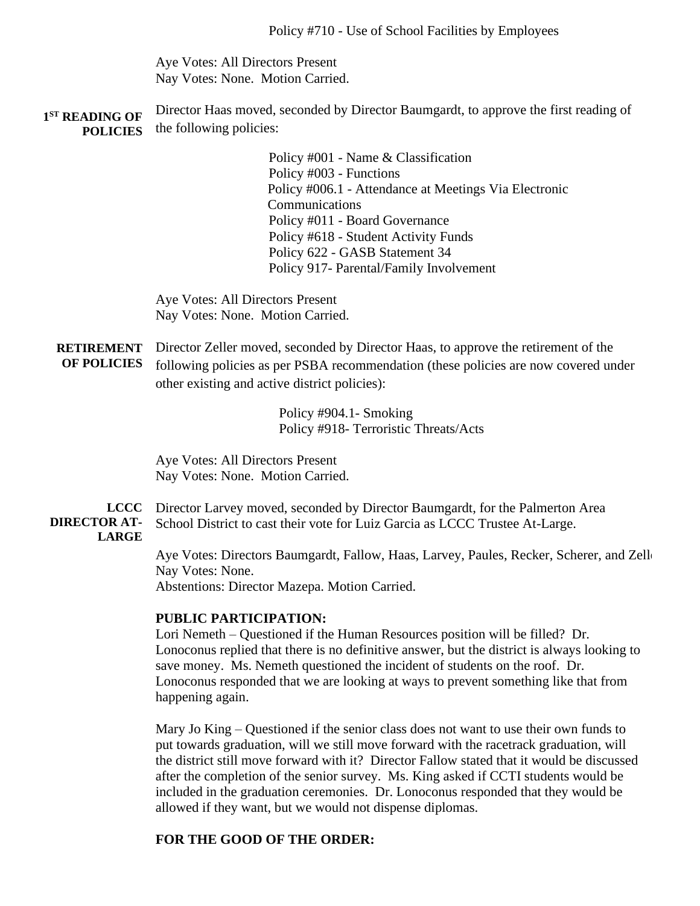Policy #710 - Use of School Facilities by Employees

Aye Votes: All Directors Present
Nay Votes: None. Motion Carried.

**1ST READING OF POLICIES** Director Haas moved, seconded by Director Baumgardt, to approve the first reading of the following policies:

Policy #001 - Name & Classification
Policy #003 - Functions
Policy #006.1 - Attendance at Meetings Via Electronic Communications
Policy #011 - Board Governance
Policy #618 - Student Activity Funds
Policy 622 - GASB Statement 34
Policy 917- Parental/Family Involvement

Aye Votes: All Directors Present
Nay Votes: None. Motion Carried.

**RETIREMENT OF POLICIES** Director Zeller moved, seconded by Director Haas, to approve the retirement of the following policies as per PSBA recommendation (these policies are now covered under other existing and active district policies):

Policy #904.1- Smoking
Policy #918- Terroristic Threats/Acts

Aye Votes: All Directors Present
Nay Votes: None. Motion Carried.

**LCCC DIRECTOR AT-LARGE** Director Larvey moved, seconded by Director Baumgardt, for the Palmerton Area School District to cast their vote for Luiz Garcia as LCCC Trustee At-Large.

Aye Votes: Directors Baumgardt, Fallow, Haas, Larvey, Paules, Recker, Scherer, and Zeller
Nay Votes: None.
Abstentions: Director Mazepa. Motion Carried.

**PUBLIC PARTICIPATION:**

Lori Nemeth – Questioned if the Human Resources position will be filled? Dr. Lonoconus replied that there is no definitive answer, but the district is always looking to save money. Ms. Nemeth questioned the incident of students on the roof. Dr. Lonoconus responded that we are looking at ways to prevent something like that from happening again.

Mary Jo King – Questioned if the senior class does not want to use their own funds to put towards graduation, will we still move forward with the racetrack graduation, will the district still move forward with it? Director Fallow stated that it would be discussed after the completion of the senior survey. Ms. King asked if CCTI students would be included in the graduation ceremonies. Dr. Lonoconus responded that they would be allowed if they want, but we would not dispense diplomas.

**FOR THE GOOD OF THE ORDER:**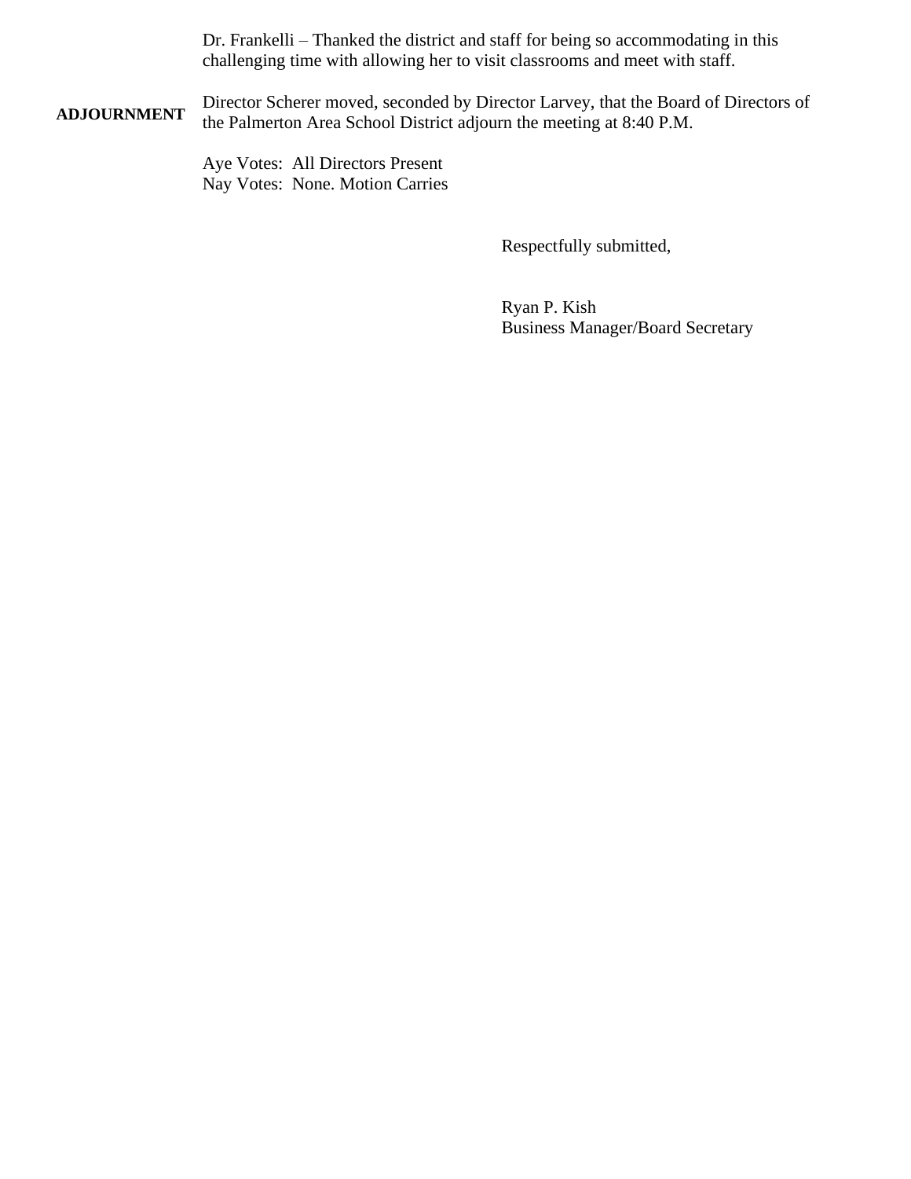Dr. Frankelli – Thanked the district and staff for being so accommodating in this challenging time with allowing her to visit classrooms and meet with staff.

**ADJOURNMENT**

Director Scherer moved, seconded by Director Larvey, that the Board of Directors of the Palmerton Area School District adjourn the meeting at 8:40 P.M.

Aye Votes: All Directors Present
Nay Votes: None. Motion Carries

Respectfully submitted,

Ryan P. Kish
Business Manager/Board Secretary